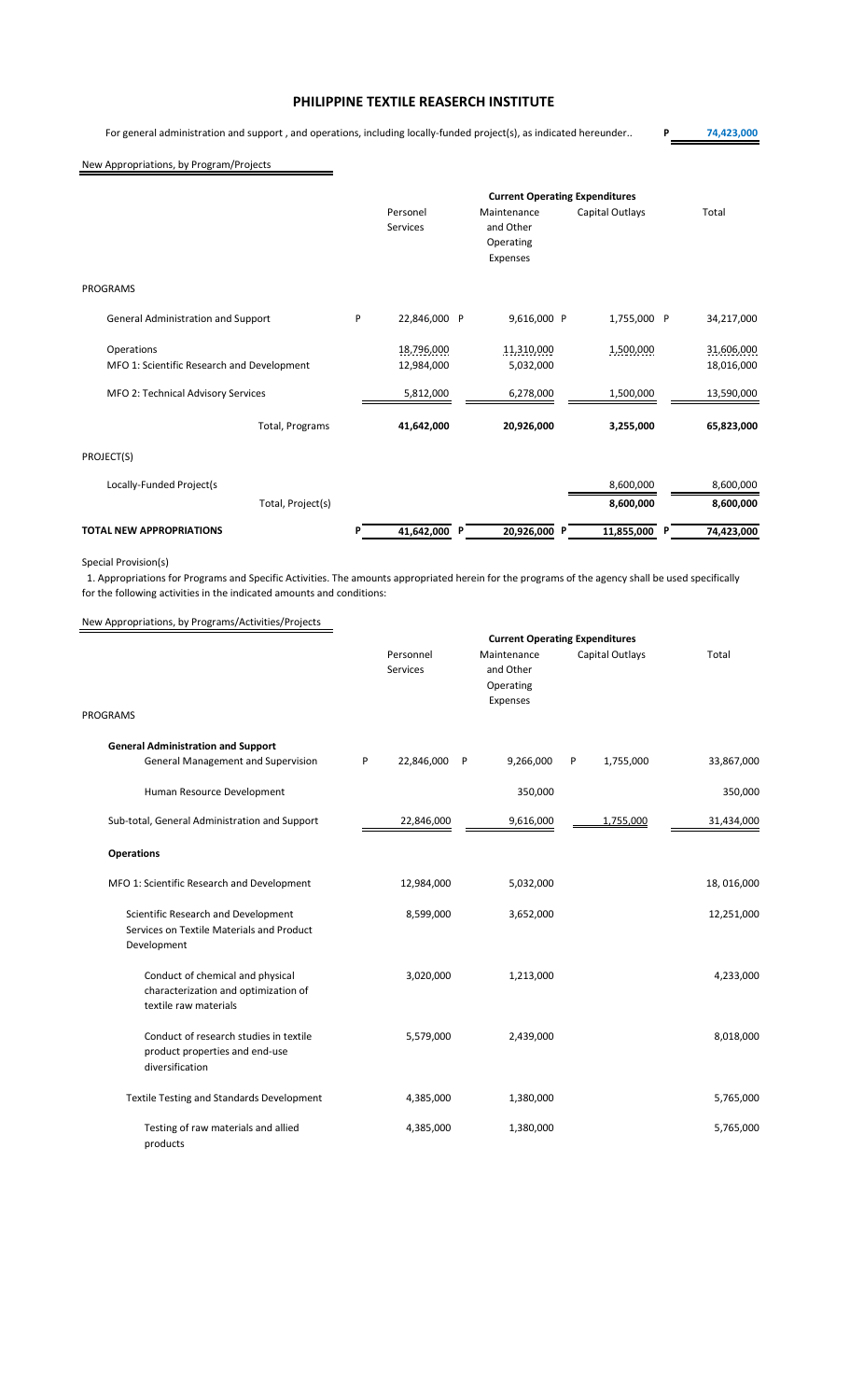# PHILIPPINE TEXTILE REASERCH INSTITUTE

For general administration and support , and operations, including locally-funded project(s), as indicated hereunder.. **P 74,423,000**

New Appropriations, by Program/Projects

| | Current Operating Expenditures | | | |
|---|---|---|---|---|
| | Personel Services | Maintenance and Other Operating Expenses | Capital Outlays | Total |
| **PROGRAMS** | | | | |
| General Administration and Support | P 22,846,000 | P 9,616,000 | P 1,755,000 | P 34,217,000 |
| Operations | 18,796,000 | 11,310,000 | 1,500,000 | 31,606,000 |
| MFO 1: Scientific Research and Development | 12,984,000 | 5,032,000 | | 18,016,000 |
| MFO 2: Technical Advisory Services | 5,812,000 | 6,278,000 | 1,500,000 | 13,590,000 |
| Total, Programs | **41,642,000** | **20,926,000** | **3,255,000** | **65,823,000** |
| **PROJECT(S)** | | | | |
| Locally-Funded Project(s | | | 8,600,000 | 8,600,000 |
| Total, Project(s) | | | **8,600,000** | **8,600,000** |
| **TOTAL NEW APPROPRIATIONS** | **P 41,642,000** | **P 20,926,000** | **P 11,855,000** | **P 74,423,000** |

Special Provision(s)

1. Appropriations for Programs and Specific Activities. The amounts appropriated herein for the programs of the agency shall be used specifically for the following activities in the indicated amounts and conditions:

New Appropriations, by Programs/Activities/Projects

| | Current Operating Expenditures | | | |
|---|---|---|---|---|
| | Personnel Services | Maintenance and Other Operating Expenses | Capital Outlays | Total |
| **PROGRAMS** | | | | |
| **General Administration and Support** | | | | |
| General Management and Supervision | P 22,846,000 | P 9,266,000 | P 1,755,000 | 33,867,000 |
| Human Resource Development | | 350,000 | | 350,000 |
| Sub-total, General Administration and Support | 22,846,000 | 9,616,000 | 1,755,000 | 31,434,000 |
| **Operations** | | | | |
| MFO 1: Scientific Research and Development | 12,984,000 | 5,032,000 | | 18, 016,000 |
| Scientific Research and Development Services on Textile Materials and Product Development | 8,599,000 | 3,652,000 | | 12,251,000 |
| Conduct of chemical and physical characterization and optimization of textile raw materials | 3,020,000 | 1,213,000 | | 4,233,000 |
| Conduct of research studies in textile product properties and end-use diversification | 5,579,000 | 2,439,000 | | 8,018,000 |
| Textile Testing and Standards Development | 4,385,000 | 1,380,000 | | 5,765,000 |
| Testing of raw materials and allied products | 4,385,000 | 1,380,000 | | 5,765,000 |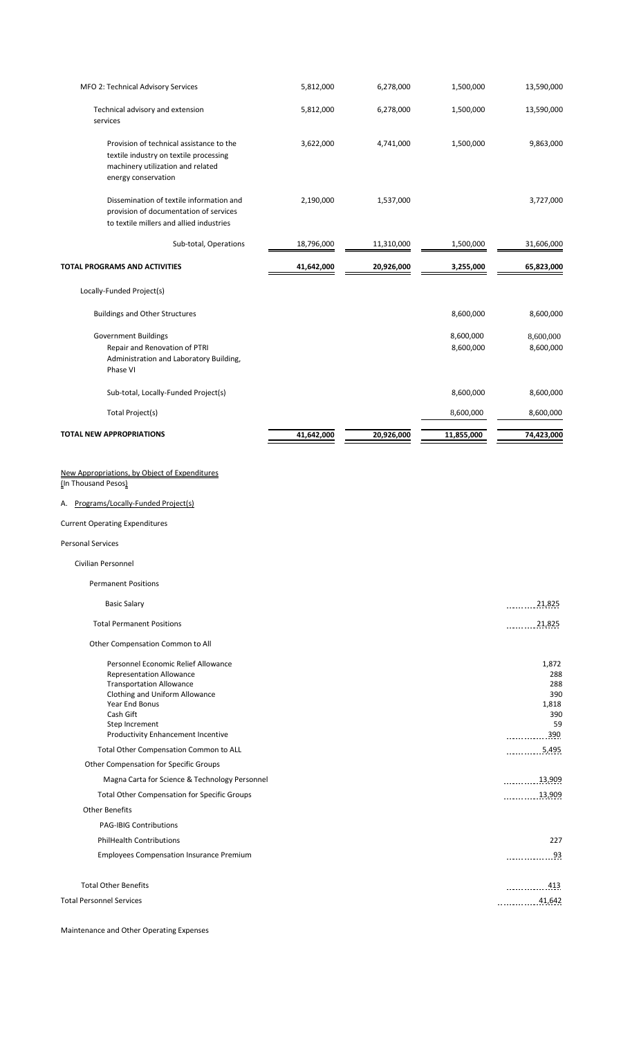| | | | | |
|---|---|---|---|---|
| MFO 2: Technical Advisory Services | 5,812,000 | 6,278,000 | 1,500,000 | 13,590,000 |
| Technical advisory and extension services | 5,812,000 | 6,278,000 | 1,500,000 | 13,590,000 |
| Provision of technical assistance to the textile industry on textile processing machinery utilization and related energy conservation | 3,622,000 | 4,741,000 | 1,500,000 | 9,863,000 |
| Dissemination of textile information and provision of documentation of services to textile millers and allied industries | 2,190,000 | 1,537,000 | | 3,727,000 |
| Sub-total, Operations | 18,796,000 | 11,310,000 | 1,500,000 | 31,606,000 |
| **TOTAL PROGRAMS AND ACTIVITIES** | **41,642,000** | **20,926,000** | **3,255,000** | **65,823,000** |
| Locally-Funded Project(s) | | | | |
| Buildings and Other Structures | | | 8,600,000 | 8,600,000 |
| Government Buildings | | | 8,600,000 | 8,600,000 |
| Repair and Renovation of PTRI Administration and Laboratory Building, Phase VI | | | 8,600,000 | 8,600,000 |
| Sub-total, Locally-Funded Project(s) | | | 8,600,000 | 8,600,000 |
| Total Project(s) | | | 8,600,000 | 8,600,000 |
| **TOTAL NEW APPROPRIATIONS** | **41,642,000** | **20,926,000** | **11,855,000** | **74,423,000** |

New Appropriations, by Object of Expenditures
(In Thousand Pesos)

A. Programs/Locally-Funded Project(s)

Current Operating Expenditures

Personal Services

| | |
|---|---|
| Civilian Personnel | |
| Permanent Positions | |
| Basic Salary | 21,825 |
| Total Permanent Positions | 21,825 |
| Other Compensation Common to All | |
| Personnel Economic Relief Allowance | 1,872 |
| Representation Allowance | 288 |
| Transportation Allowance | 288 |
| Clothing and Uniform Allowance | 390 |
| Year End Bonus | 1,818 |
| Cash Gift | 390 |
| Step Increment | 59 |
| Productivity Enhancement Incentive | 390 |
| Total Other Compensation Common to ALL | 5,495 |
| Other Compensation for Specific Groups | |
| Magna Carta for Science & Technology Personnel | 13,909 |
| Total Other Compensation for Specific Groups | 13,909 |
| Other Benefits | |
| PAG-IBIG Contributions | |
| PhilHealth Contributions | 227 |
| Employees Compensation Insurance Premium | 93 |
| Total Other Benefits | 413 |
| Total Personnel Services | 41,642 |

Maintenance and Other Operating Expenses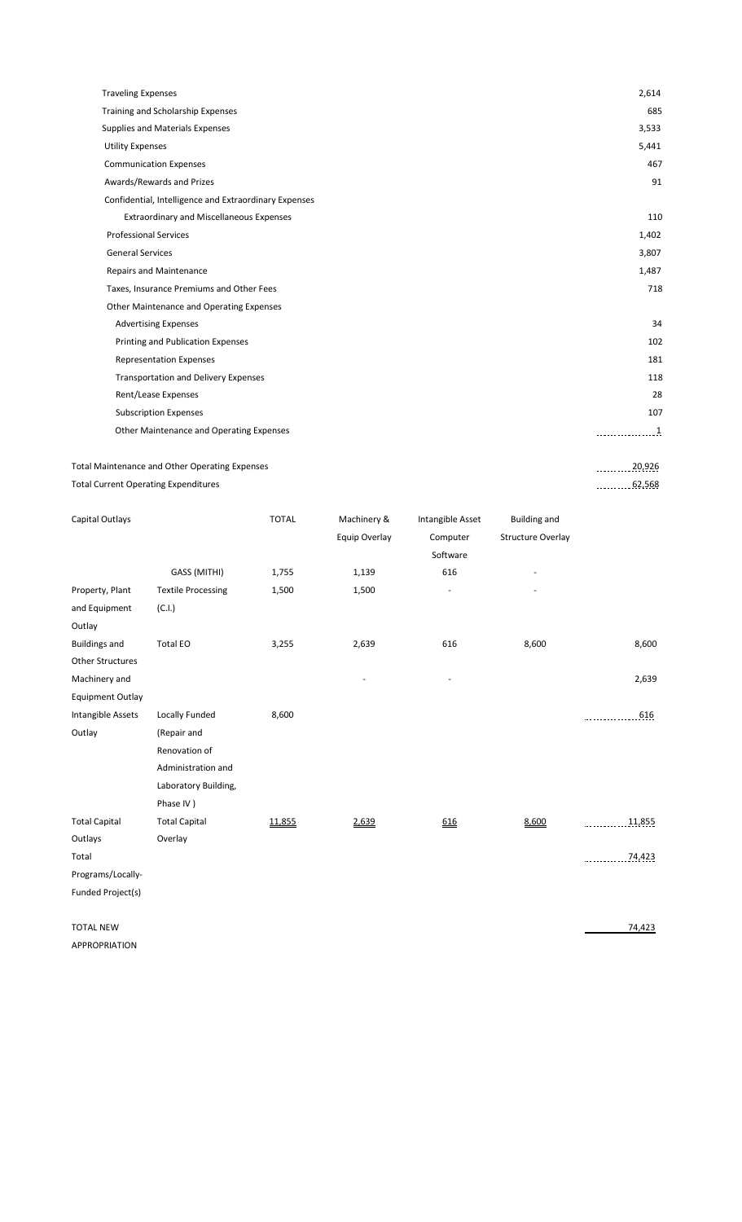| | |
|---|---|
| Traveling Expenses | 2,614 |
| Training and Scholarship Expenses | 685 |
| Supplies and Materials Expenses | 3,533 |
| Utility Expenses | 5,441 |
| Communication Expenses | 467 |
| Awards/Rewards and Prizes | 91 |
| Confidential, Intelligence and Extraordinary Expenses | |
| Extraordinary and Miscellaneous Expenses | 110 |
| Professional Services | 1,402 |
| General Services | 3,807 |
| Repairs and Maintenance | 1,487 |
| Taxes, Insurance Premiums and Other Fees | 718 |
| Other Maintenance and Operating Expenses | |
| Advertising Expenses | 34 |
| Printing and Publication Expenses | 102 |
| Representation Expenses | 181 |
| Transportation and Delivery Expenses | 118 |
| Rent/Lease Expenses | 28 |
| Subscription Expenses | 107 |
| Other Maintenance and Operating Expenses | 1 |
| Total Maintenance and Other Operating Expenses | 20,926 |
| Total Current Operating Expenditures | 62,568 |

| Capital Outlays | | TOTAL | Machinery & Equip Overlay | Intangible Asset Computer Software | Building and Structure Overlay | |
|---|---|---|---|---|---|---|
| | GASS (MITHI) | 1,755 | 1,139 | 616 | - | |
| Property, Plant and Equipment Outlay | Textile Processing (C.I.) | 1,500 | 1,500 | - | - | |
| Buildings and Other Structures | Total EO | 3,255 | 2,639 | 616 | 8,600 | 8,600 |
| Machinery and Equipment Outlay | | | - | - | | 2,639 |
| Intangible Assets Outlay | Locally Funded (Repair and Renovation of Administration and Laboratory Building, Phase IV ) | 8,600 | | | | 616 |
| Total Capital Outlays | Total Capital Overlay | 11,855 | 2,639 | 616 | 8,600 | 11,855 |
| Total Programs/Locally-Funded Project(s) | | | | | | 74,423 |
| TOTAL NEW APPROPRIATION | | | | | | 74,423 |